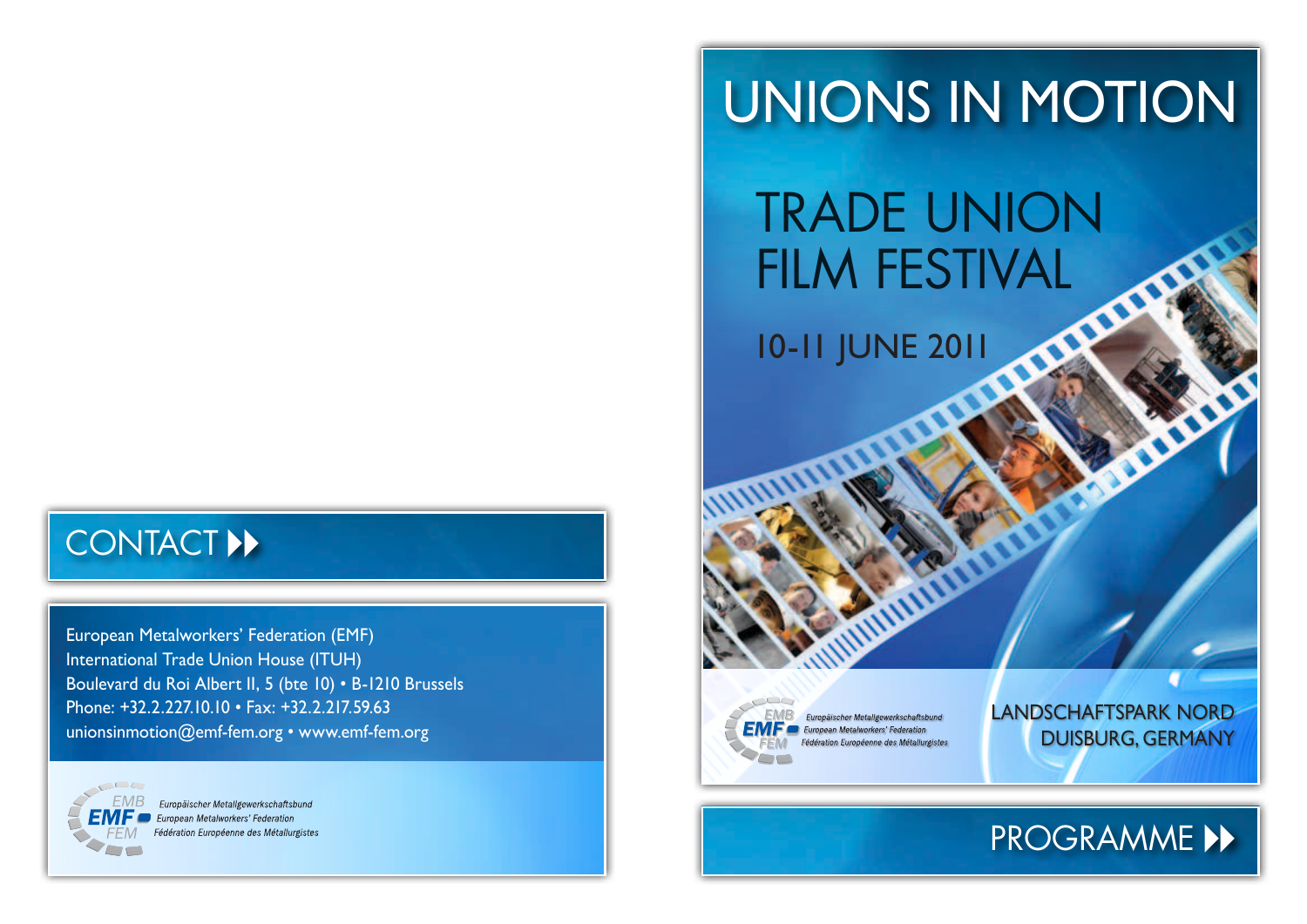## CONTACT ▶▶

European Metalworkers' Federation (EMF)
International Trade Union House (ITUH)
Boulevard du Roi Albert II, 5 (bte 10) • B-1210 Brussels
Phone: +32.2.227.10.10 • Fax: +32.2.217.59.63
unionsinmotion@emf-fem.org • www.emf-fem.org

EMB EMF FEM
*Europäischer Metallgewerkschaftsbund*
*European Metalworkers' Federation*
*Fédération Européenne des Métallurgistes*

# UNIONS IN MOTION

## TRADE UNION FILM FESTIVAL

### 10-11 JUNE 2011

EMB EMF FEM
*Europäischer Metallgewerkschaftsbund*
*European Metalworkers' Federation*
*Fédération Européenne des Métallurgistes*

LANDSCHAFTSPARK NORD
DUISBURG, GERMANY

## PROGRAMME ▶▶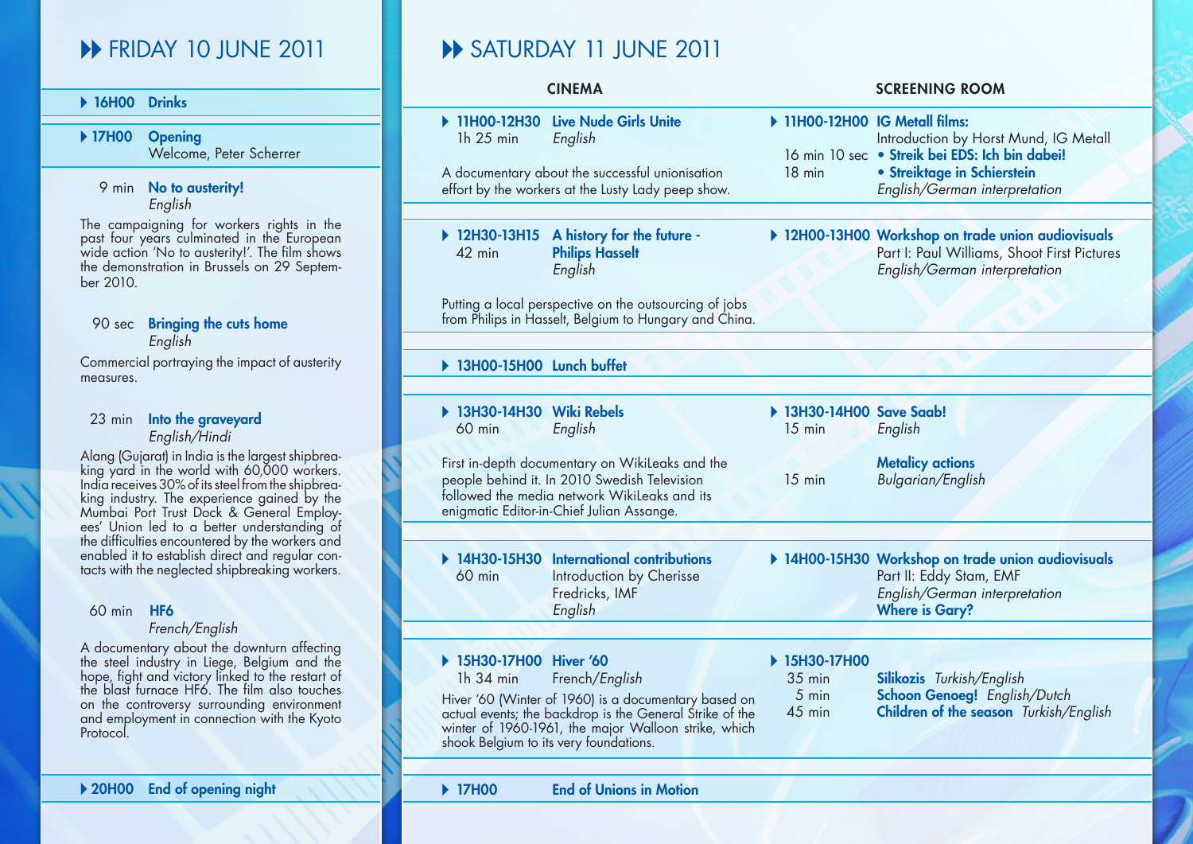## FRIDAY 10 JUNE 2011

**16H00 Drinks**

**17H00 Opening**
Welcome, Peter Scherrer

9 min **No to austerity!**
*English*

The campaigning for workers rights in the past four years culminated in the European wide action 'No to austerity!'. The film shows the demonstration in Brussels on 29 September 2010.

90 sec **Bringing the cuts home**
*English*

Commercial portraying the impact of austerity measures.

23 min **Into the graveyard**
*English/Hindi*

Alang (Gujarat) in India is the largest shipbreaking yard in the world with 60,000 workers. India receives 30% of its steel from the shipbreaking industry. The experience gained by the Mumbai Port Trust Dock & General Employees' Union led to a better understanding of the difficulties encountered by the workers and enabled it to establish direct and regular contacts with the neglected shipbreaking workers.

60 min **HF6**
*French/English*

A documentary about the downturn affecting the steel industry in Liege, Belgium and the hope, fight and victory linked to the restart of the blast furnace HF6. The film also touches on the controversy surrounding environment and employment in connection with the Kyoto Protocol.

**20H00 End of opening night**

## SATURDAY 11 JUNE 2011

### CINEMA

**11H00-12H30 Live Nude Girls Unite**
1h 25 min *English*

A documentary about the successful unionisation effort by the workers at the Lusty Lady peep show.

**12H30-13H15 A history for the future - Philips Hasselt**
42 min *English*

Putting a local perspective on the outsourcing of jobs from Philips in Hasselt, Belgium to Hungary and China.

**13H00-15H00 Lunch buffet**

**13H30-14H30 Wiki Rebels**
60 min *English*

First in-depth documentary on WikiLeaks and the people behind it. In 2010 Swedish Television followed the media network WikiLeaks and its enigmatic Editor-in-Chief Julian Assange.

**14H30-15H30 International contributions**
60 min Introduction by Cherisse Fredricks, IMF
*English*

**15H30-17H00 Hiver '60**
1h 34 min French/*English*

Hiver '60 (Winter of 1960) is a documentary based on actual events; the backdrop is the General Strike of the winter of 1960-1961, the major Walloon strike, which shook Belgium to its very foundations.

### SCREENING ROOM

**11H00-12H00 IG Metall films:**
Introduction by Horst Mund, IG Metall
16 min 10 sec • **Streik bei EDS: Ich bin dabei!**
18 min • **Streiktage in Schierstein**
*English/German interpretation*

**12H00-13H00 Workshop on trade union audiovisuals**
Part I: Paul Williams, Shoot First Pictures
*English/German interpretation*

**13H30-14H00 Save Saab!**
15 min *English*

**Metalicy actions**
15 min *Bulgarian/English*

**14H00-15H30 Workshop on trade union audiovisuals**
Part II: Eddy Stam, EMF
*English/German interpretation*
**Where is Gary?**

**15H30-17H00**
35 min **Silikozis** *Turkish/English*
5 min **Schoon Genoeg!** *English/Dutch*
45 min **Children of the season** *Turkish/English*

**17H00 End of Unions in Motion**